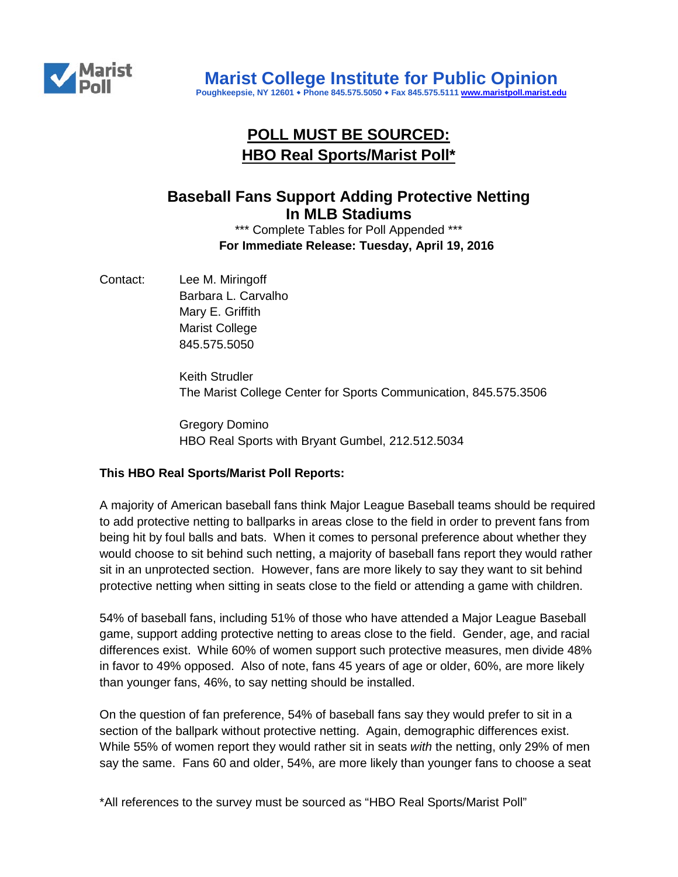# Marist College Institute for Public Opinion

**Poughkeepsie, NY 12601 • Phone 845.575.5050 • Fax 845.575.5111 www.maristpoll.marist.edu**

## POLL MUST BE SOURCED: HBO Real Sports/Marist Poll*

## Baseball Fans Support Adding Protective Netting In MLB Stadiums

*** Complete Tables for Poll Appended ***

**For Immediate Release: Tuesday, April 19, 2016**

Contact: Lee M. Miringoff
Barbara L. Carvalho
Mary E. Griffith
Marist College
845.575.5050

Keith Strudler
The Marist College Center for Sports Communication, 845.575.3506

Gregory Domino
HBO Real Sports with Bryant Gumbel, 212.512.5034

**This HBO Real Sports/Marist Poll Reports:**

A majority of American baseball fans think Major League Baseball teams should be required to add protective netting to ballparks in areas close to the field in order to prevent fans from being hit by foul balls and bats. When it comes to personal preference about whether they would choose to sit behind such netting, a majority of baseball fans report they would rather sit in an unprotected section. However, fans are more likely to say they want to sit behind protective netting when sitting in seats close to the field or attending a game with children.

54% of baseball fans, including 51% of those who have attended a Major League Baseball game, support adding protective netting to areas close to the field. Gender, age, and racial differences exist. While 60% of women support such protective measures, men divide 48% in favor to 49% opposed. Also of note, fans 45 years of age or older, 60%, are more likely than younger fans, 46%, to say netting should be installed.

On the question of fan preference, 54% of baseball fans say they would prefer to sit in a section of the ballpark without protective netting. Again, demographic differences exist. While 55% of women report they would rather sit in seats *with* the netting, only 29% of men say the same. Fans 60 and older, 54%, are more likely than younger fans to choose a seat

*All references to the survey must be sourced as "HBO Real Sports/Marist Poll"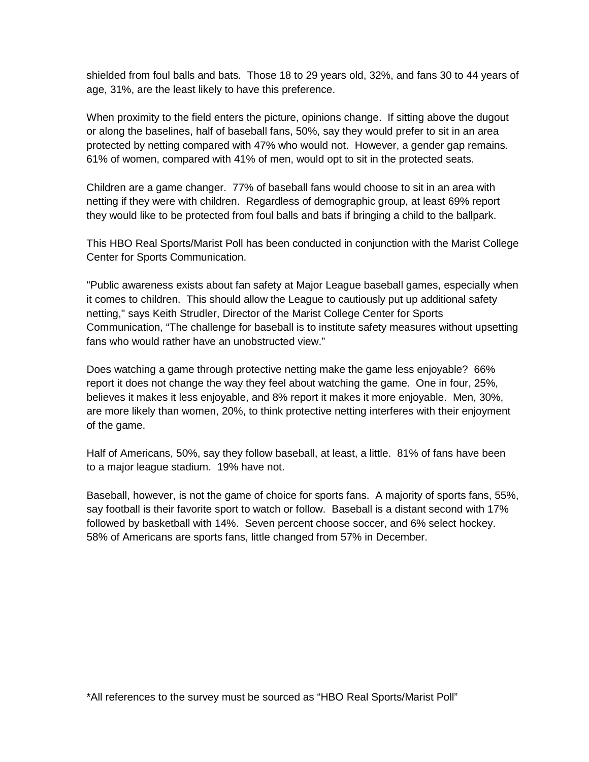shielded from foul balls and bats. Those 18 to 29 years old, 32%, and fans 30 to 44 years of age, 31%, are the least likely to have this preference.

When proximity to the field enters the picture, opinions change. If sitting above the dugout or along the baselines, half of baseball fans, 50%, say they would prefer to sit in an area protected by netting compared with 47% who would not. However, a gender gap remains. 61% of women, compared with 41% of men, would opt to sit in the protected seats.

Children are a game changer. 77% of baseball fans would choose to sit in an area with netting if they were with children. Regardless of demographic group, at least 69% report they would like to be protected from foul balls and bats if bringing a child to the ballpark.

This HBO Real Sports/Marist Poll has been conducted in conjunction with the Marist College Center for Sports Communication.

"Public awareness exists about fan safety at Major League baseball games, especially when it comes to children. This should allow the League to cautiously put up additional safety netting," says Keith Strudler, Director of the Marist College Center for Sports Communication, “The challenge for baseball is to institute safety measures without upsetting fans who would rather have an unobstructed view.”

Does watching a game through protective netting make the game less enjoyable? 66% report it does not change the way they feel about watching the game. One in four, 25%, believes it makes it less enjoyable, and 8% report it makes it more enjoyable. Men, 30%, are more likely than women, 20%, to think protective netting interferes with their enjoyment of the game.

Half of Americans, 50%, say they follow baseball, at least, a little. 81% of fans have been to a major league stadium. 19% have not.

Baseball, however, is not the game of choice for sports fans. A majority of sports fans, 55%, say football is their favorite sport to watch or follow. Baseball is a distant second with 17% followed by basketball with 14%. Seven percent choose soccer, and 6% select hockey. 58% of Americans are sports fans, little changed from 57% in December.

*All references to the survey must be sourced as “HBO Real Sports/Marist Poll”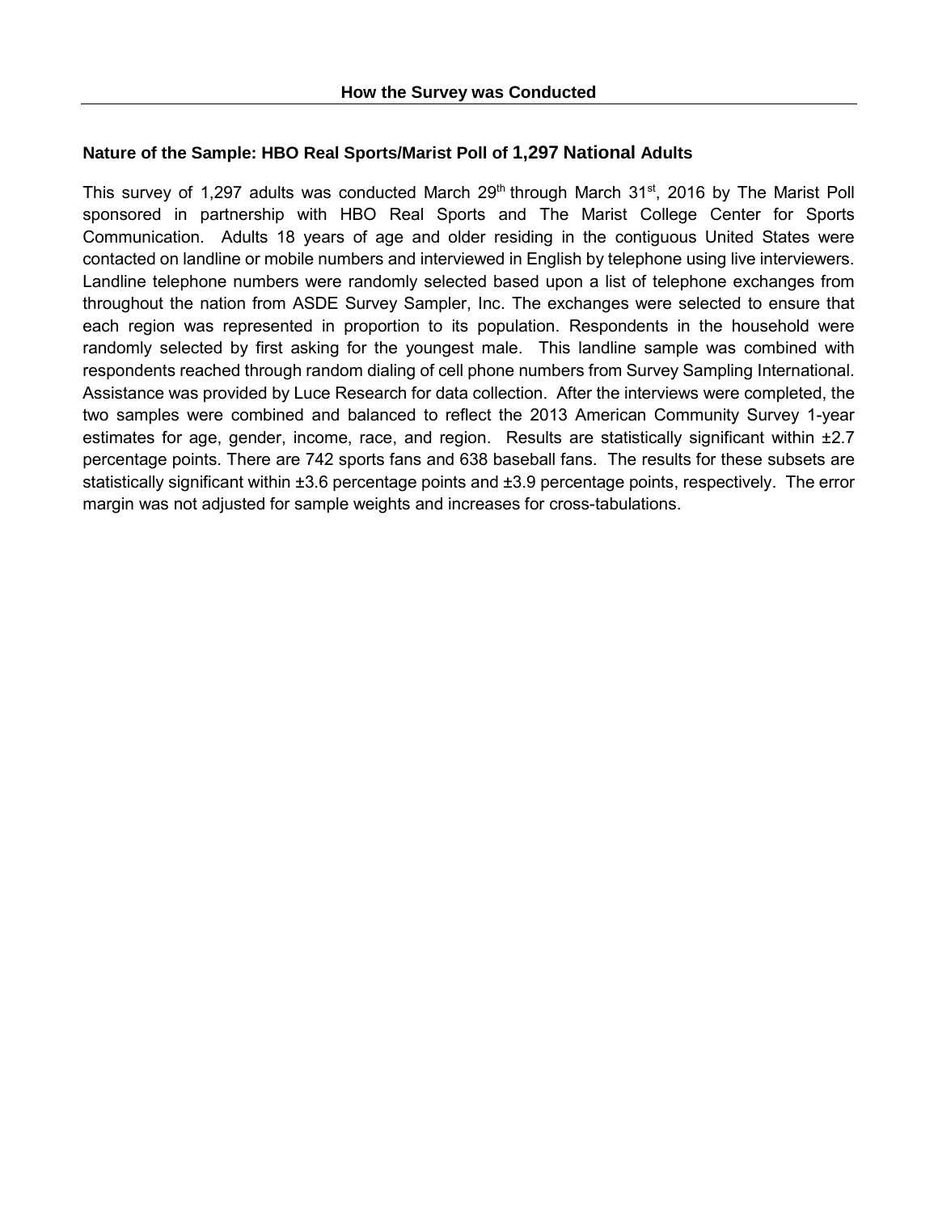## How the Survey was Conducted

### Nature of the Sample: HBO Real Sports/Marist Poll of 1,297 National Adults

This survey of 1,297 adults was conducted March 29th through March 31st, 2016 by The Marist Poll sponsored in partnership with HBO Real Sports and The Marist College Center for Sports Communication. Adults 18 years of age and older residing in the contiguous United States were contacted on landline or mobile numbers and interviewed in English by telephone using live interviewers. Landline telephone numbers were randomly selected based upon a list of telephone exchanges from throughout the nation from ASDE Survey Sampler, Inc. The exchanges were selected to ensure that each region was represented in proportion to its population. Respondents in the household were randomly selected by first asking for the youngest male. This landline sample was combined with respondents reached through random dialing of cell phone numbers from Survey Sampling International. Assistance was provided by Luce Research for data collection. After the interviews were completed, the two samples were combined and balanced to reflect the 2013 American Community Survey 1-year estimates for age, gender, income, race, and region. Results are statistically significant within ±2.7 percentage points. There are 742 sports fans and 638 baseball fans. The results for these subsets are statistically significant within ±3.6 percentage points and ±3.9 percentage points, respectively. The error margin was not adjusted for sample weights and increases for cross-tabulations.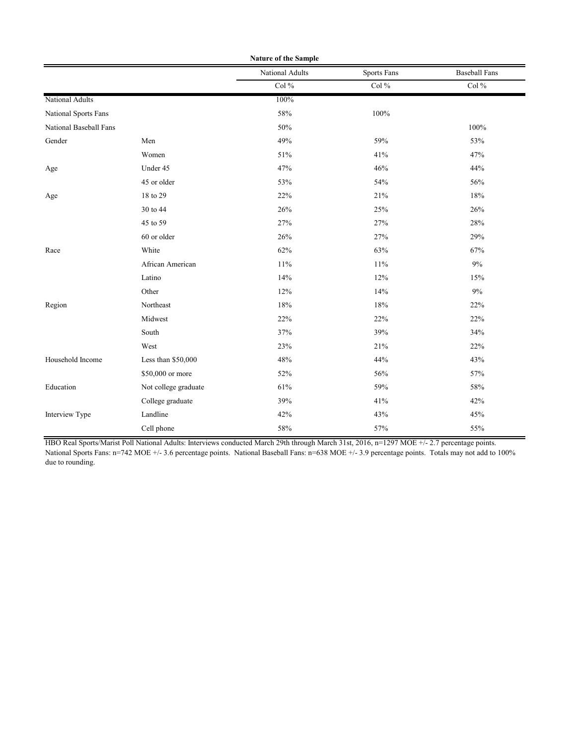**Nature of the Sample**

| | | National Adults | Sports Fans | Baseball Fans |
|---|---|---|---|---|
| | | Col % | Col % | Col % |
| National Adults | | 100% | | |
| National Sports Fans | | 58% | 100% | |
| National Baseball Fans | | 50% | | 100% |
| Gender | Men | 49% | 59% | 53% |
| | Women | 51% | 41% | 47% |
| Age | Under 45 | 47% | 46% | 44% |
| | 45 or older | 53% | 54% | 56% |
| Age | 18 to 29 | 22% | 21% | 18% |
| | 30 to 44 | 26% | 25% | 26% |
| | 45 to 59 | 27% | 27% | 28% |
| | 60 or older | 26% | 27% | 29% |
| Race | White | 62% | 63% | 67% |
| | African American | 11% | 11% | 9% |
| | Latino | 14% | 12% | 15% |
| | Other | 12% | 14% | 9% |
| Region | Northeast | 18% | 18% | 22% |
| | Midwest | 22% | 22% | 22% |
| | South | 37% | 39% | 34% |
| | West | 23% | 21% | 22% |
| Household Income | Less than $50,000 | 48% | 44% | 43% |
| | $50,000 or more | 52% | 56% | 57% |
| Education | Not college graduate | 61% | 59% | 58% |
| | College graduate | 39% | 41% | 42% |
| Interview Type | Landline | 42% | 43% | 45% |
| | Cell phone | 58% | 57% | 55% |

HBO Real Sports/Marist Poll National Adults: Interviews conducted March 29th through March 31st, 2016, n=1297 MOE +/- 2.7 percentage points. National Sports Fans: n=742 MOE +/- 3.6 percentage points. National Baseball Fans: n=638 MOE +/- 3.9 percentage points. Totals may not add to 100% due to rounding.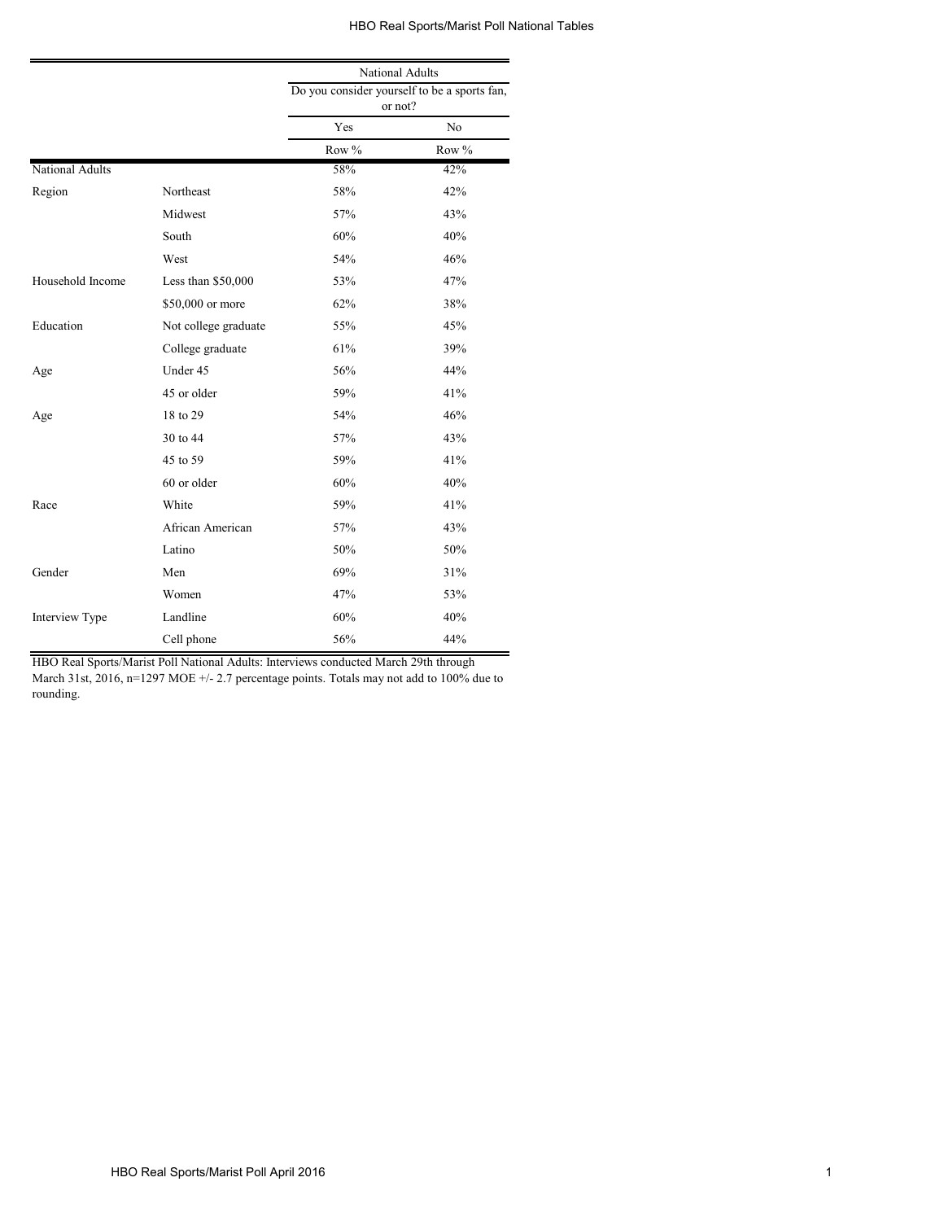| | | National Adults | |
|---|---|---|---|
| | | Do you consider yourself to be a sports fan, or not? | |
| | | Yes | No |
| | | Row % | Row % |
| National Adults | | 58% | 42% |
| Region | Northeast | 58% | 42% |
| | Midwest | 57% | 43% |
| | South | 60% | 40% |
| | West | 54% | 46% |
| Household Income | Less than $50,000 | 53% | 47% |
| | $50,000 or more | 62% | 38% |
| Education | Not college graduate | 55% | 45% |
| | College graduate | 61% | 39% |
| Age | Under 45 | 56% | 44% |
| | 45 or older | 59% | 41% |
| Age | 18 to 29 | 54% | 46% |
| | 30 to 44 | 57% | 43% |
| | 45 to 59 | 59% | 41% |
| | 60 or older | 60% | 40% |
| Race | White | 59% | 41% |
| | African American | 57% | 43% |
| | Latino | 50% | 50% |
| Gender | Men | 69% | 31% |
| | Women | 47% | 53% |
| Interview Type | Landline | 60% | 40% |
| | Cell phone | 56% | 44% |

HBO Real Sports/Marist Poll National Adults: Interviews conducted March 29th through March 31st, 2016, n=1297 MOE +/- 2.7 percentage points. Totals may not add to 100% due to rounding.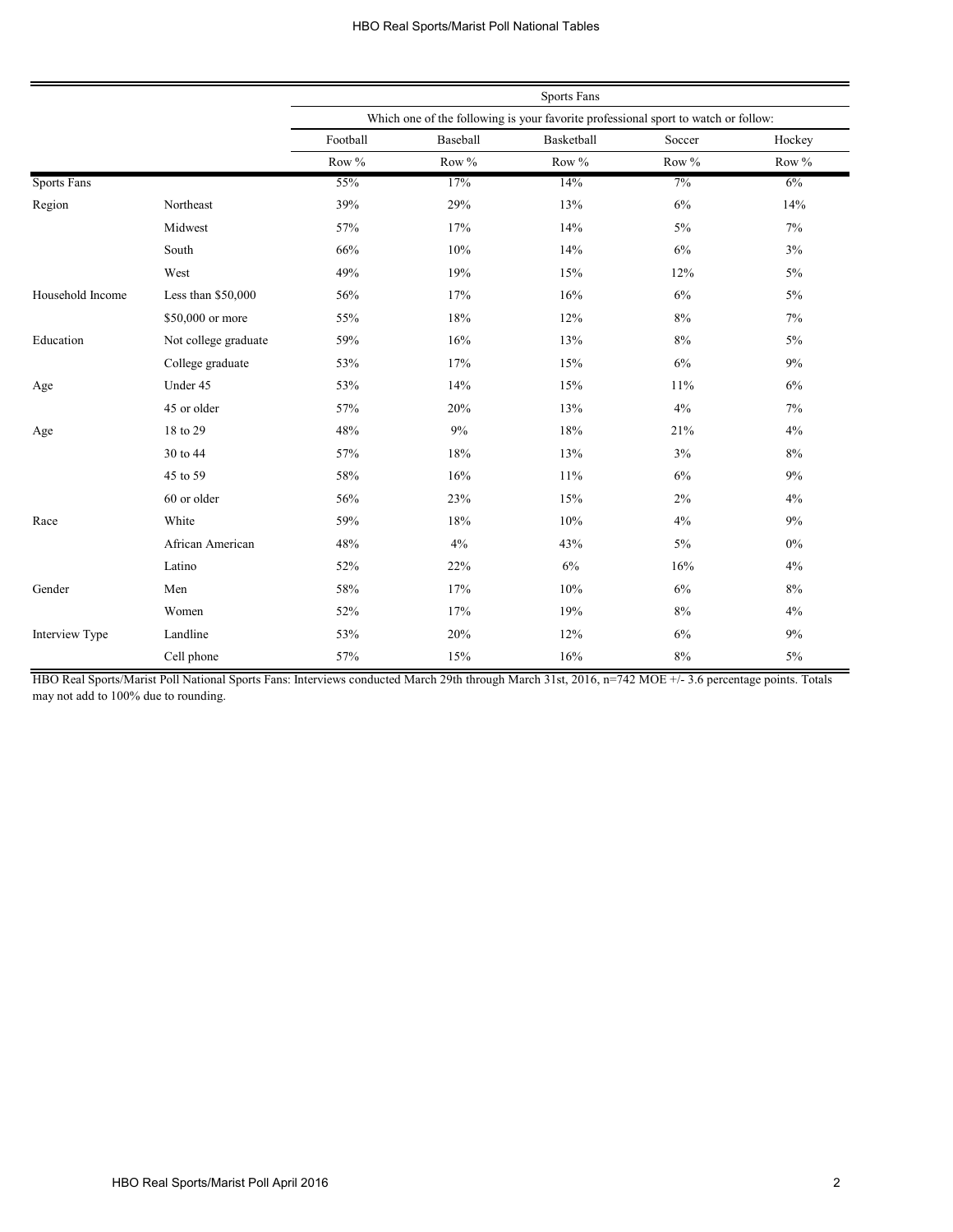| | | Sports Fans | | | | |
|---|---|---|---|---|---|---|
| | | Which one of the following is your favorite professional sport to watch or follow: | | | | |
| | | Football | Baseball | Basketball | Soccer | Hockey |
| | | Row % | Row % | Row % | Row % | Row % |
| Sports Fans | | 55% | 17% | 14% | 7% | 6% |
| Region | Northeast | 39% | 29% | 13% | 6% | 14% |
| | Midwest | 57% | 17% | 14% | 5% | 7% |
| | South | 66% | 10% | 14% | 6% | 3% |
| | West | 49% | 19% | 15% | 12% | 5% |
| Household Income | Less than $50,000 | 56% | 17% | 16% | 6% | 5% |
| | $50,000 or more | 55% | 18% | 12% | 8% | 7% |
| Education | Not college graduate | 59% | 16% | 13% | 8% | 5% |
| | College graduate | 53% | 17% | 15% | 6% | 9% |
| Age | Under 45 | 53% | 14% | 15% | 11% | 6% |
| | 45 or older | 57% | 20% | 13% | 4% | 7% |
| Age | 18 to 29 | 48% | 9% | 18% | 21% | 4% |
| | 30 to 44 | 57% | 18% | 13% | 3% | 8% |
| | 45 to 59 | 58% | 16% | 11% | 6% | 9% |
| | 60 or older | 56% | 23% | 15% | 2% | 4% |
| Race | White | 59% | 18% | 10% | 4% | 9% |
| | African American | 48% | 4% | 43% | 5% | 0% |
| | Latino | 52% | 22% | 6% | 16% | 4% |
| Gender | Men | 58% | 17% | 10% | 6% | 8% |
| | Women | 52% | 17% | 19% | 8% | 4% |
| Interview Type | Landline | 53% | 20% | 12% | 6% | 9% |
| | Cell phone | 57% | 15% | 16% | 8% | 5% |

HBO Real Sports/Marist Poll National Sports Fans: Interviews conducted March 29th through March 31st, 2016, n=742 MOE +/- 3.6 percentage points. Totals may not add to 100% due to rounding.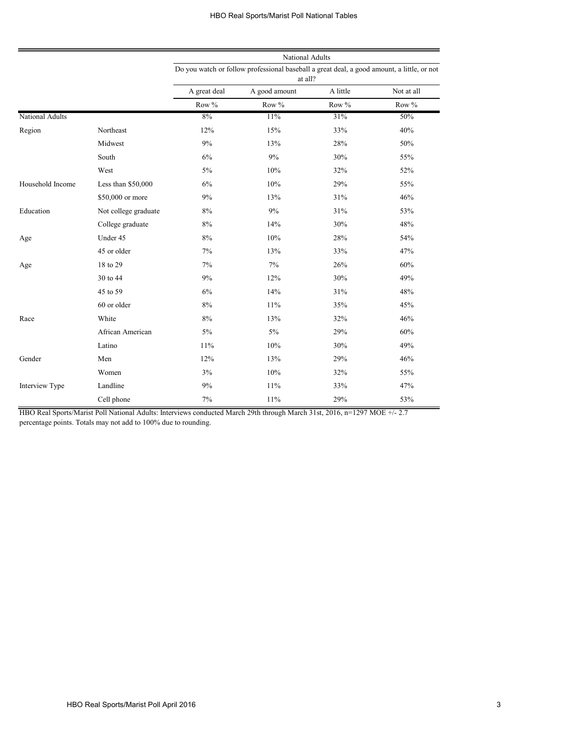| | | National Adults | | | |
|---|---|---|---|---|---|
| | | Do you watch or follow professional baseball a great deal, a good amount, a little, or not at all? | | | |
| | | A great deal | A good amount | A little | Not at all |
| | | Row % | Row % | Row % | Row % |
| National Adults | | 8% | 11% | 31% | 50% |
| Region | Northeast | 12% | 15% | 33% | 40% |
| | Midwest | 9% | 13% | 28% | 50% |
| | South | 6% | 9% | 30% | 55% |
| | West | 5% | 10% | 32% | 52% |
| Household Income | Less than $50,000 | 6% | 10% | 29% | 55% |
| | $50,000 or more | 9% | 13% | 31% | 46% |
| Education | Not college graduate | 8% | 9% | 31% | 53% |
| | College graduate | 8% | 14% | 30% | 48% |
| Age | Under 45 | 8% | 10% | 28% | 54% |
| | 45 or older | 7% | 13% | 33% | 47% |
| Age | 18 to 29 | 7% | 7% | 26% | 60% |
| | 30 to 44 | 9% | 12% | 30% | 49% |
| | 45 to 59 | 6% | 14% | 31% | 48% |
| | 60 or older | 8% | 11% | 35% | 45% |
| Race | White | 8% | 13% | 32% | 46% |
| | African American | 5% | 5% | 29% | 60% |
| | Latino | 11% | 10% | 30% | 49% |
| Gender | Men | 12% | 13% | 29% | 46% |
| | Women | 3% | 10% | 32% | 55% |
| Interview Type | Landline | 9% | 11% | 33% | 47% |
| | Cell phone | 7% | 11% | 29% | 53% |

HBO Real Sports/Marist Poll National Adults: Interviews conducted March 29th through March 31st, 2016, n=1297 MOE +/- 2.7 percentage points. Totals may not add to 100% due to rounding.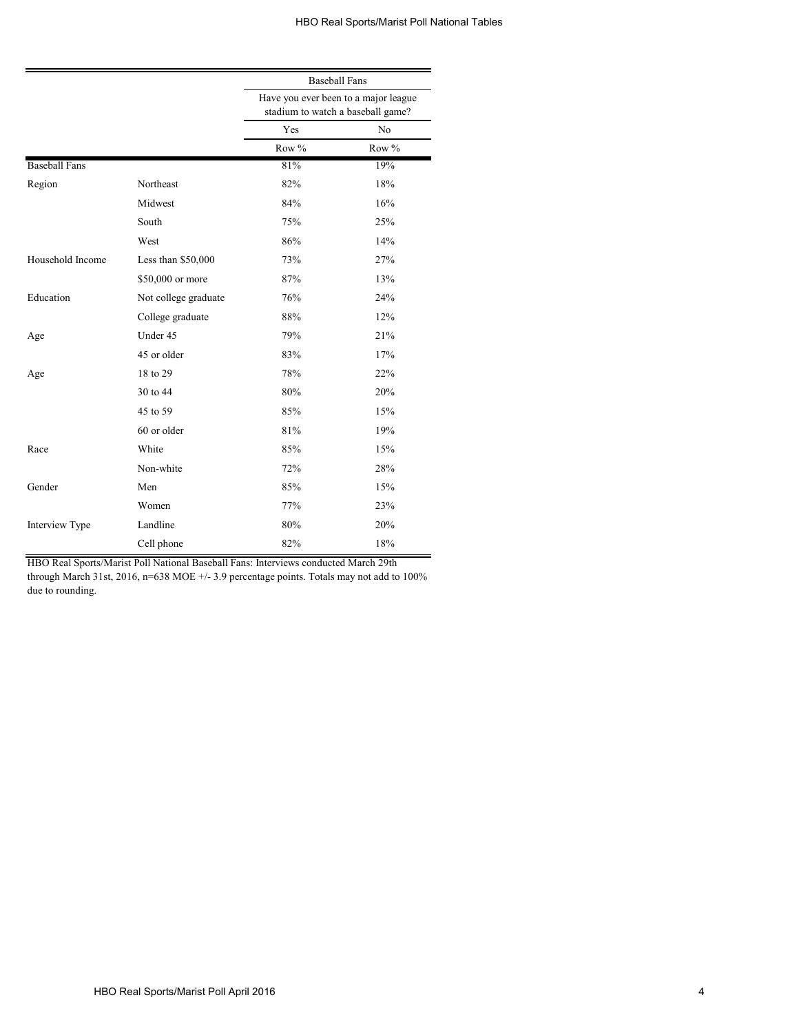| | | Baseball Fans | |
|---|---|---|---|
| | | Have you ever been to a major league stadium to watch a baseball game? | |
| | | Yes | No |
| | | Row % | Row % |
| Baseball Fans | | 81% | 19% |
| Region | Northeast | 82% | 18% |
| | Midwest | 84% | 16% |
| | South | 75% | 25% |
| | West | 86% | 14% |
| Household Income | Less than $50,000 | 73% | 27% |
| | $50,000 or more | 87% | 13% |
| Education | Not college graduate | 76% | 24% |
| | College graduate | 88% | 12% |
| Age | Under 45 | 79% | 21% |
| | 45 or older | 83% | 17% |
| Age | 18 to 29 | 78% | 22% |
| | 30 to 44 | 80% | 20% |
| | 45 to 59 | 85% | 15% |
| | 60 or older | 81% | 19% |
| Race | White | 85% | 15% |
| | Non-white | 72% | 28% |
| Gender | Men | 85% | 15% |
| | Women | 77% | 23% |
| Interview Type | Landline | 80% | 20% |
| | Cell phone | 82% | 18% |

HBO Real Sports/Marist Poll National Baseball Fans: Interviews conducted March 29th through March 31st, 2016, n=638 MOE +/- 3.9 percentage points. Totals may not add to 100% due to rounding.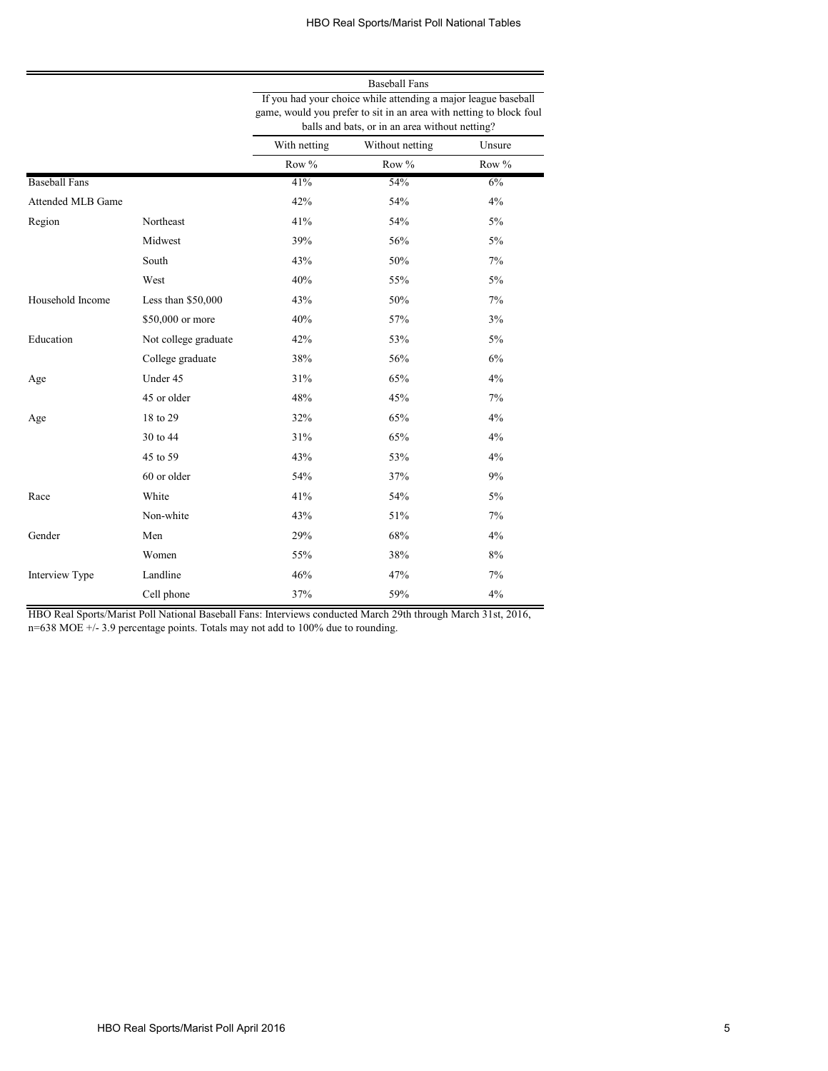| | | Baseball Fans | | |
|---|---|---|---|---|
| | | If you had your choice while attending a major league baseball game, would you prefer to sit in an area with netting to block foul balls and bats, or in an area without netting? | | |
| | | With netting | Without netting | Unsure |
| | | Row % | Row % | Row % |
| Baseball Fans | | 41% | 54% | 6% |
| Attended MLB Game | | 42% | 54% | 4% |
| Region | Northeast | 41% | 54% | 5% |
| | Midwest | 39% | 56% | 5% |
| | South | 43% | 50% | 7% |
| | West | 40% | 55% | 5% |
| Household Income | Less than $50,000 | 43% | 50% | 7% |
| | $50,000 or more | 40% | 57% | 3% |
| Education | Not college graduate | 42% | 53% | 5% |
| | College graduate | 38% | 56% | 6% |
| Age | Under 45 | 31% | 65% | 4% |
| | 45 or older | 48% | 45% | 7% |
| Age | 18 to 29 | 32% | 65% | 4% |
| | 30 to 44 | 31% | 65% | 4% |
| | 45 to 59 | 43% | 53% | 4% |
| | 60 or older | 54% | 37% | 9% |
| Race | White | 41% | 54% | 5% |
| | Non-white | 43% | 51% | 7% |
| Gender | Men | 29% | 68% | 4% |
| | Women | 55% | 38% | 8% |
| Interview Type | Landline | 46% | 47% | 7% |
| | Cell phone | 37% | 59% | 4% |

HBO Real Sports/Marist Poll National Baseball Fans: Interviews conducted March 29th through March 31st, 2016, n=638 MOE +/- 3.9 percentage points. Totals may not add to 100% due to rounding.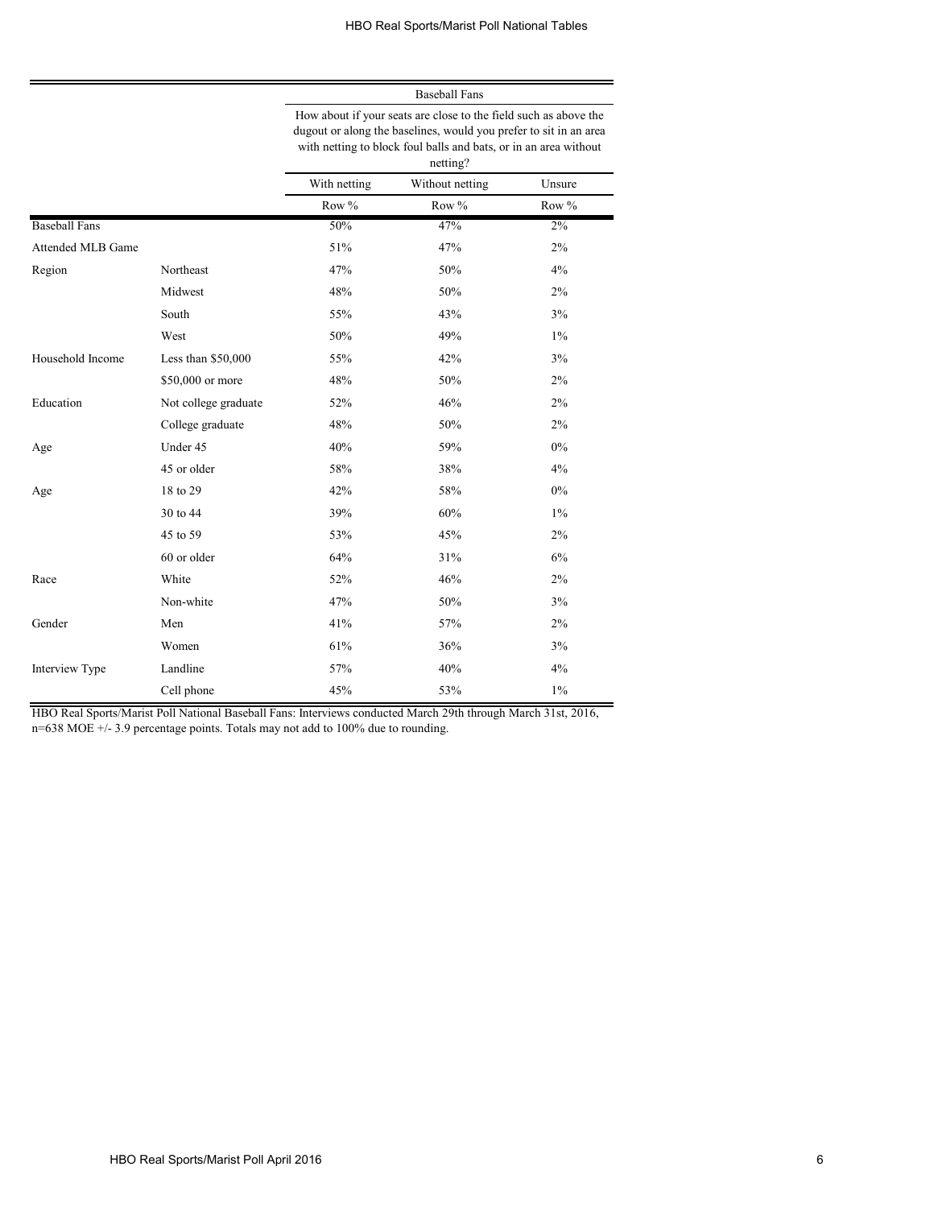| | | Baseball Fans | | |
|---|---|---|---|---|
| | | How about if your seats are close to the field such as above the dugout or along the baselines, would you prefer to sit in an area with netting to block foul balls and bats, or in an area without netting? | | |
| | | With netting | Without netting | Unsure |
| | | Row % | Row % | Row % |
| Baseball Fans | | 50% | 47% | 2% |
| Attended MLB Game | | 51% | 47% | 2% |
| Region | Northeast | 47% | 50% | 4% |
| | Midwest | 48% | 50% | 2% |
| | South | 55% | 43% | 3% |
| | West | 50% | 49% | 1% |
| Household Income | Less than $50,000 | 55% | 42% | 3% |
| | $50,000 or more | 48% | 50% | 2% |
| Education | Not college graduate | 52% | 46% | 2% |
| | College graduate | 48% | 50% | 2% |
| Age | Under 45 | 40% | 59% | 0% |
| | 45 or older | 58% | 38% | 4% |
| Age | 18 to 29 | 42% | 58% | 0% |
| | 30 to 44 | 39% | 60% | 1% |
| | 45 to 59 | 53% | 45% | 2% |
| | 60 or older | 64% | 31% | 6% |
| Race | White | 52% | 46% | 2% |
| | Non-white | 47% | 50% | 3% |
| Gender | Men | 41% | 57% | 2% |
| | Women | 61% | 36% | 3% |
| Interview Type | Landline | 57% | 40% | 4% |
| | Cell phone | 45% | 53% | 1% |

HBO Real Sports/Marist Poll National Baseball Fans: Interviews conducted March 29th through March 31st, 2016, n=638 MOE +/- 3.9 percentage points. Totals may not add to 100% due to rounding.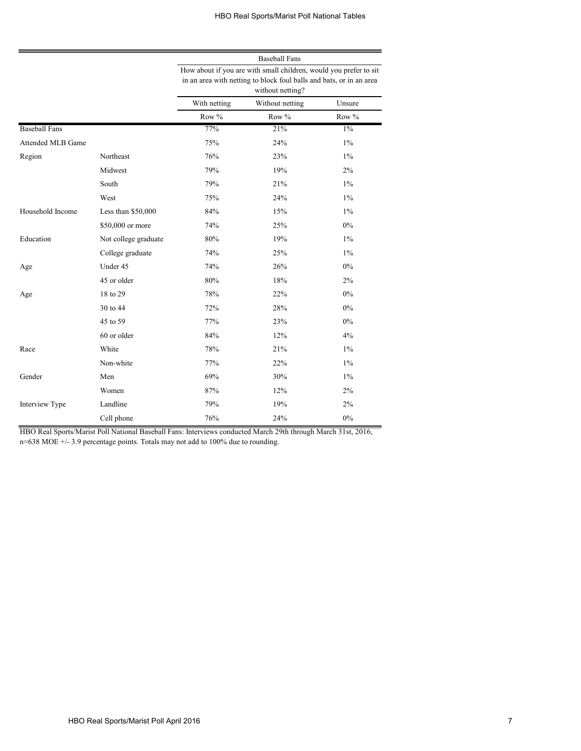| | | Baseball Fans | | |
|---|---|---|---|---|
| | | How about if you are with small children, would you prefer to sit in an area with netting to block foul balls and bats, or in an area without netting? | | |
| | | With netting | Without netting | Unsure |
| | | Row % | Row % | Row % |
| Baseball Fans | | 77% | 21% | 1% |
| Attended MLB Game | | 75% | 24% | 1% |
| Region | Northeast | 76% | 23% | 1% |
| | Midwest | 79% | 19% | 2% |
| | South | 79% | 21% | 1% |
| | West | 75% | 24% | 1% |
| Household Income | Less than $50,000 | 84% | 15% | 1% |
| | $50,000 or more | 74% | 25% | 0% |
| Education | Not college graduate | 80% | 19% | 1% |
| | College graduate | 74% | 25% | 1% |
| Age | Under 45 | 74% | 26% | 0% |
| | 45 or older | 80% | 18% | 2% |
| Age | 18 to 29 | 78% | 22% | 0% |
| | 30 to 44 | 72% | 28% | 0% |
| | 45 to 59 | 77% | 23% | 0% |
| | 60 or older | 84% | 12% | 4% |
| Race | White | 78% | 21% | 1% |
| | Non-white | 77% | 22% | 1% |
| Gender | Men | 69% | 30% | 1% |
| | Women | 87% | 12% | 2% |
| Interview Type | Landline | 79% | 19% | 2% |
| | Cell phone | 76% | 24% | 0% |

HBO Real Sports/Marist Poll National Baseball Fans: Interviews conducted March 29th through March 31st, 2016, n=638 MOE +/- 3.9 percentage points. Totals may not add to 100% due to rounding.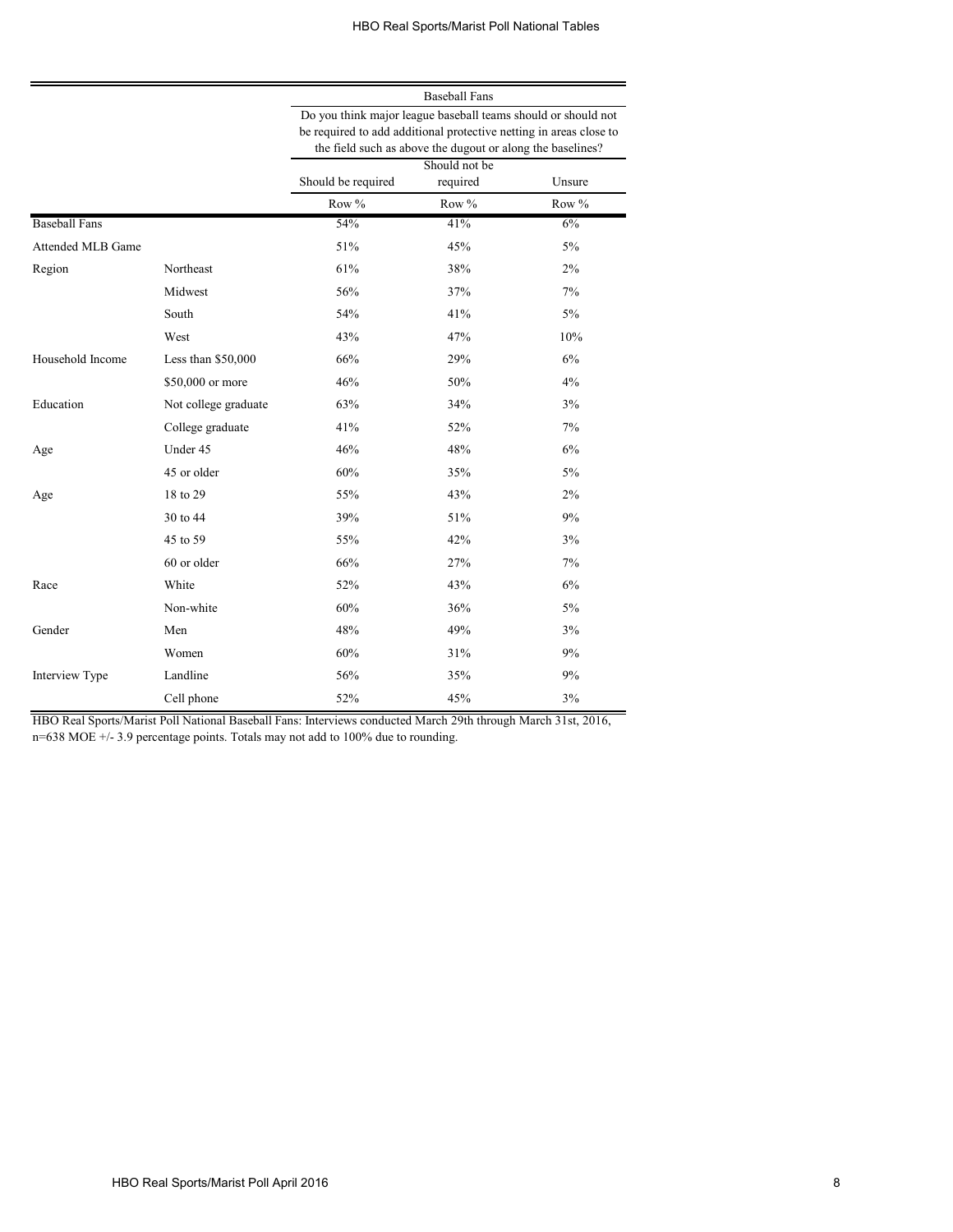| | | Baseball Fans | | |
|---|---|---|---|---|
| | | Do you think major league baseball teams should or should not be required to add additional protective netting in areas close to the field such as above the dugout or along the baselines? | | |
| | | Should be required | Should not be required | Unsure |
| | | Row % | Row % | Row % |
| Baseball Fans | | 54% | 41% | 6% |
| Attended MLB Game | | 51% | 45% | 5% |
| Region | Northeast | 61% | 38% | 2% |
| | Midwest | 56% | 37% | 7% |
| | South | 54% | 41% | 5% |
| | West | 43% | 47% | 10% |
| Household Income | Less than $50,000 | 66% | 29% | 6% |
| | $50,000 or more | 46% | 50% | 4% |
| Education | Not college graduate | 63% | 34% | 3% |
| | College graduate | 41% | 52% | 7% |
| Age | Under 45 | 46% | 48% | 6% |
| | 45 or older | 60% | 35% | 5% |
| Age | 18 to 29 | 55% | 43% | 2% |
| | 30 to 44 | 39% | 51% | 9% |
| | 45 to 59 | 55% | 42% | 3% |
| | 60 or older | 66% | 27% | 7% |
| Race | White | 52% | 43% | 6% |
| | Non-white | 60% | 36% | 5% |
| Gender | Men | 48% | 49% | 3% |
| | Women | 60% | 31% | 9% |
| Interview Type | Landline | 56% | 35% | 9% |
| | Cell phone | 52% | 45% | 3% |

HBO Real Sports/Marist Poll National Baseball Fans: Interviews conducted March 29th through March 31st, 2016, n=638 MOE +/- 3.9 percentage points. Totals may not add to 100% due to rounding.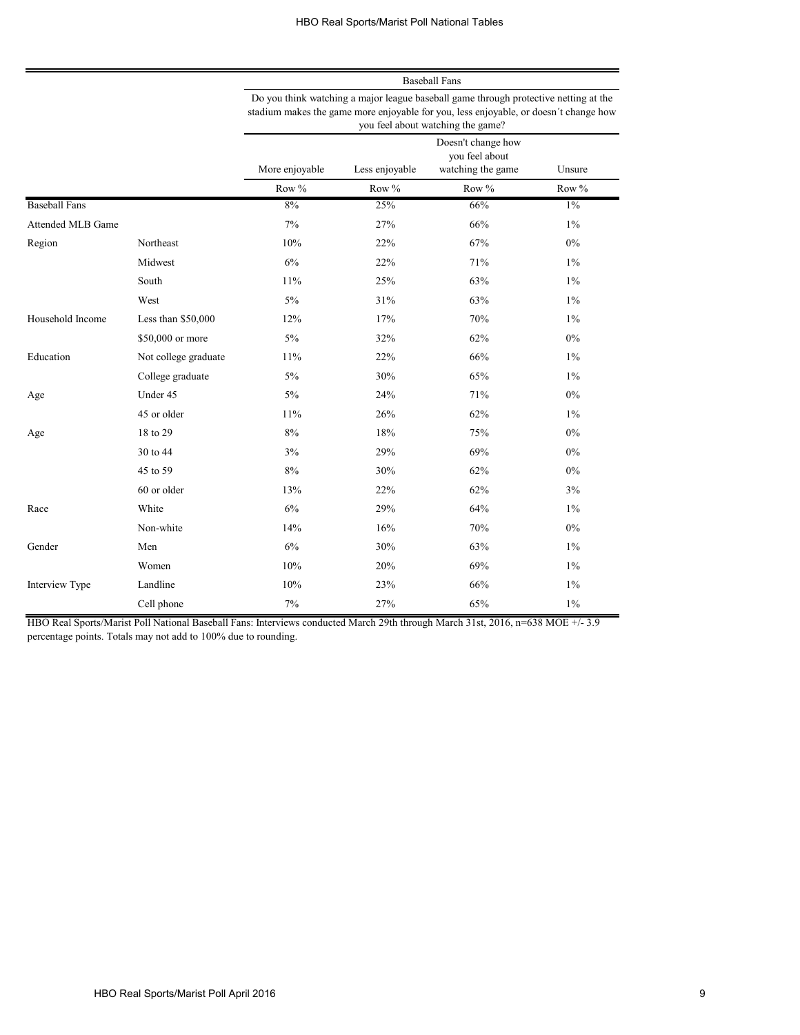| | | Baseball Fans | | | |
|---|---|---|---|---|---|
| | | Do you think watching a major league baseball game through protective netting at the stadium makes the game more enjoyable for you, less enjoyable, or doesn´t change how you feel about watching the game? | | | |
| | | More enjoyable | Less enjoyable | Doesn't change how you feel about watching the game | Unsure |
| | | Row % | Row % | Row % | Row % |
| Baseball Fans | | 8% | 25% | 66% | 1% |
| Attended MLB Game | | 7% | 27% | 66% | 1% |
| Region | Northeast | 10% | 22% | 67% | 0% |
| | Midwest | 6% | 22% | 71% | 1% |
| | South | 11% | 25% | 63% | 1% |
| | West | 5% | 31% | 63% | 1% |
| Household Income | Less than $50,000 | 12% | 17% | 70% | 1% |
| | $50,000 or more | 5% | 32% | 62% | 0% |
| Education | Not college graduate | 11% | 22% | 66% | 1% |
| | College graduate | 5% | 30% | 65% | 1% |
| Age | Under 45 | 5% | 24% | 71% | 0% |
| | 45 or older | 11% | 26% | 62% | 1% |
| Age | 18 to 29 | 8% | 18% | 75% | 0% |
| | 30 to 44 | 3% | 29% | 69% | 0% |
| | 45 to 59 | 8% | 30% | 62% | 0% |
| | 60 or older | 13% | 22% | 62% | 3% |
| Race | White | 6% | 29% | 64% | 1% |
| | Non-white | 14% | 16% | 70% | 0% |
| Gender | Men | 6% | 30% | 63% | 1% |
| | Women | 10% | 20% | 69% | 1% |
| Interview Type | Landline | 10% | 23% | 66% | 1% |
| | Cell phone | 7% | 27% | 65% | 1% |

HBO Real Sports/Marist Poll National Baseball Fans: Interviews conducted March 29th through March 31st, 2016, n=638 MOE +/- 3.9 percentage points. Totals may not add to 100% due to rounding.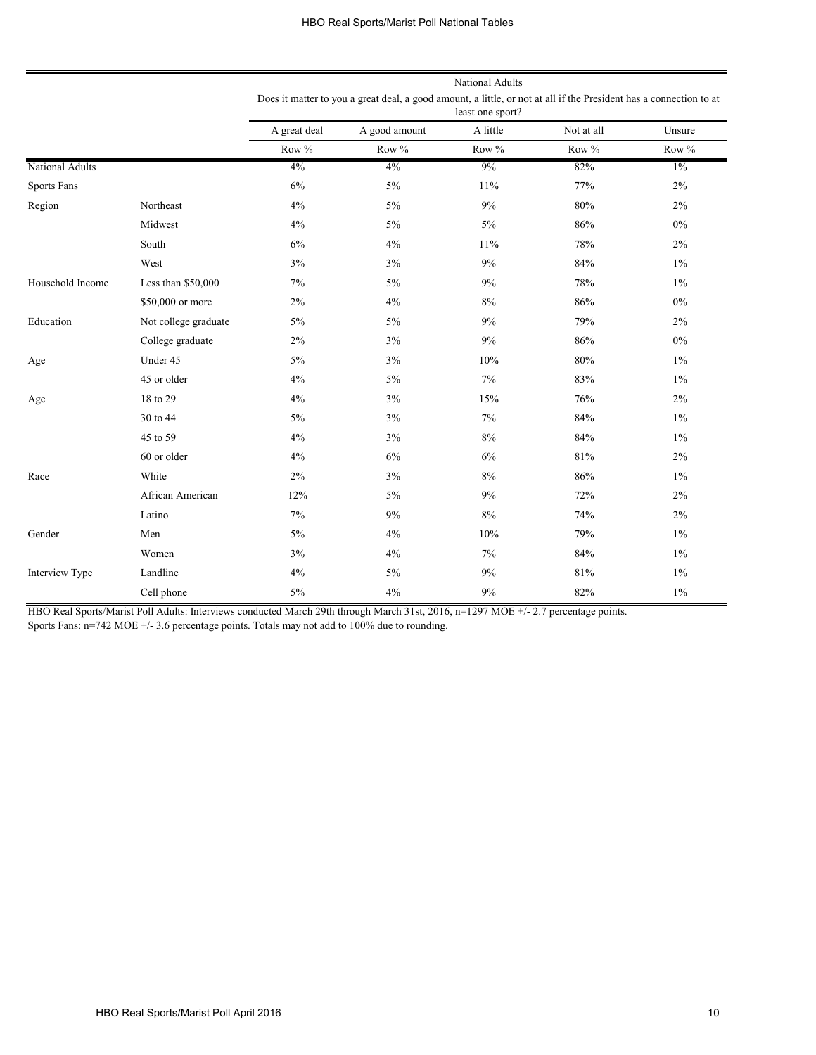| | | National Adults | | | | |
|---|---|---|---|---|---|---|
| | | Does it matter to you a great deal, a good amount, a little, or not at all if the President has a connection to at least one sport? | | | | |
| | | A great deal | A good amount | A little | Not at all | Unsure |
| | | Row % | Row % | Row % | Row % | Row % |
| National Adults | | 4% | 4% | 9% | 82% | 1% |
| Sports Fans | | 6% | 5% | 11% | 77% | 2% |
| Region | Northeast | 4% | 5% | 9% | 80% | 2% |
| | Midwest | 4% | 5% | 5% | 86% | 0% |
| | South | 6% | 4% | 11% | 78% | 2% |
| | West | 3% | 3% | 9% | 84% | 1% |
| Household Income | Less than $50,000 | 7% | 5% | 9% | 78% | 1% |
| | $50,000 or more | 2% | 4% | 8% | 86% | 0% |
| Education | Not college graduate | 5% | 5% | 9% | 79% | 2% |
| | College graduate | 2% | 3% | 9% | 86% | 0% |
| Age | Under 45 | 5% | 3% | 10% | 80% | 1% |
| | 45 or older | 4% | 5% | 7% | 83% | 1% |
| Age | 18 to 29 | 4% | 3% | 15% | 76% | 2% |
| | 30 to 44 | 5% | 3% | 7% | 84% | 1% |
| | 45 to 59 | 4% | 3% | 8% | 84% | 1% |
| | 60 or older | 4% | 6% | 6% | 81% | 2% |
| Race | White | 2% | 3% | 8% | 86% | 1% |
| | African American | 12% | 5% | 9% | 72% | 2% |
| | Latino | 7% | 9% | 8% | 74% | 2% |
| Gender | Men | 5% | 4% | 10% | 79% | 1% |
| | Women | 3% | 4% | 7% | 84% | 1% |
| Interview Type | Landline | 4% | 5% | 9% | 81% | 1% |
| | Cell phone | 5% | 4% | 9% | 82% | 1% |

HBO Real Sports/Marist Poll Adults: Interviews conducted March 29th through March 31st, 2016, n=1297 MOE +/- 2.7 percentage points.
Sports Fans: n=742 MOE +/- 3.6 percentage points. Totals may not add to 100% due to rounding.